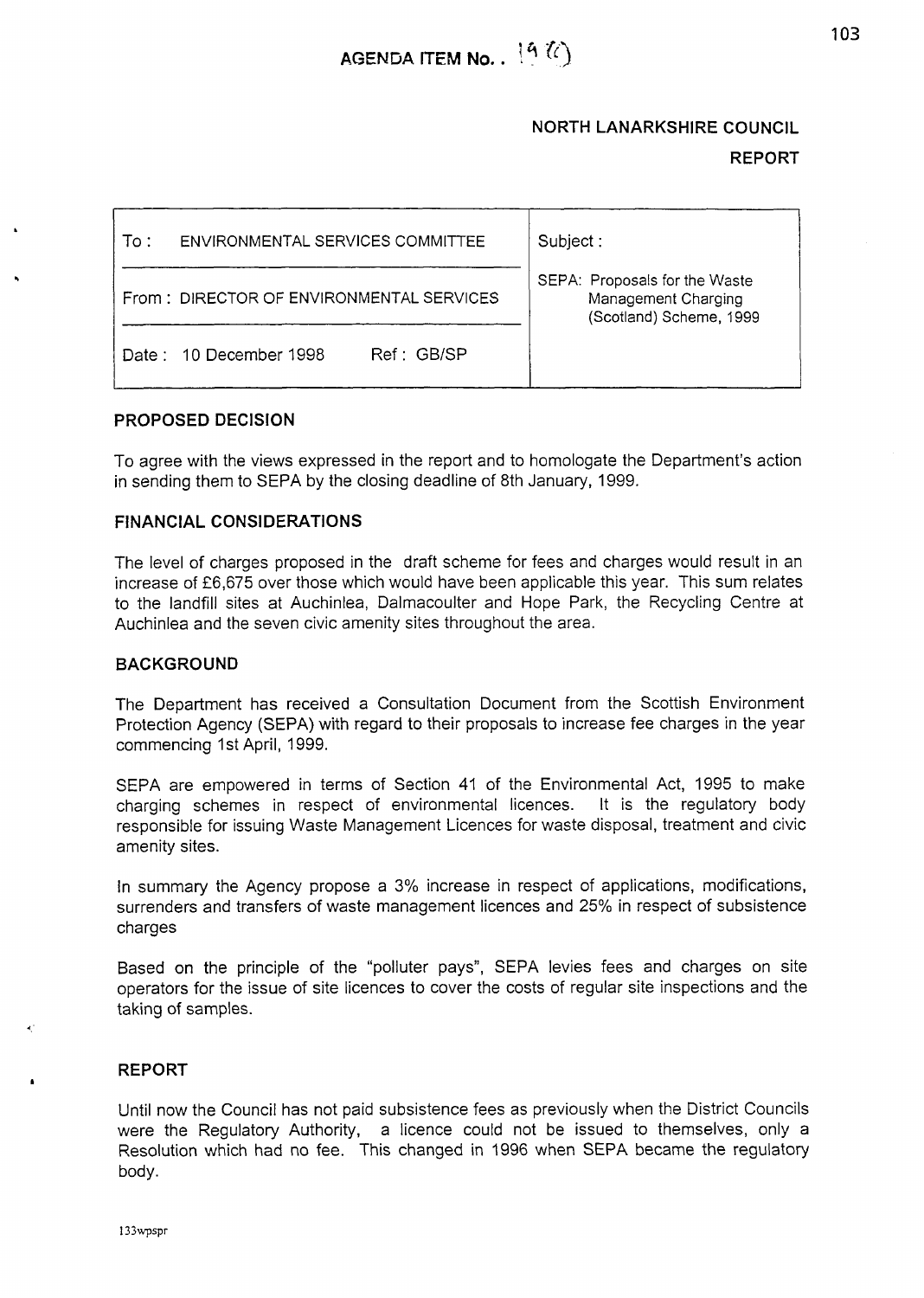AGENDA ITEM No. . 19 (c)

NORTH LANARKSHIRE COUNCIL

REPORT

| | |
|---|---|
| To : ENVIRONMENTAL SERVICES COMMITTEE | Subject : |
| From : DIRECTOR OF ENVIRONMENTAL SERVICES | SEPA: Proposals for the Waste Management Charging (Scotland) Scheme, 1999 |
| Date : 10 December 1998 Ref : GB/SP | |

## PROPOSED DECISION

To agree with the views expressed in the report and to homologate the Department's action in sending them to SEPA by the closing deadline of 8th January, 1999.

## FINANCIAL CONSIDERATIONS

The level of charges proposed in the draft scheme for fees and charges would result in an increase of £6,675 over those which would have been applicable this year. This sum relates to the landfill sites at Auchinlea, Dalmacoulter and Hope Park, the Recycling Centre at Auchinlea and the seven civic amenity sites throughout the area.

## BACKGROUND

The Department has received a Consultation Document from the Scottish Environment Protection Agency (SEPA) with regard to their proposals to increase fee charges in the year commencing 1st April, 1999.

SEPA are empowered in terms of Section 41 of the Environmental Act, 1995 to make charging schemes in respect of environmental licences. It is the regulatory body responsible for issuing Waste Management Licences for waste disposal, treatment and civic amenity sites.

In summary the Agency propose a 3% increase in respect of applications, modifications, surrenders and transfers of waste management licences and 25% in respect of subsistence charges

Based on the principle of the "polluter pays", SEPA levies fees and charges on site operators for the issue of site licences to cover the costs of regular site inspections and the taking of samples.

## REPORT

Until now the Council has not paid subsistence fees as previously when the District Councils were the Regulatory Authority, a licence could not be issued to themselves, only a Resolution which had no fee. This changed in 1996 when SEPA became the regulatory body.

133wpspr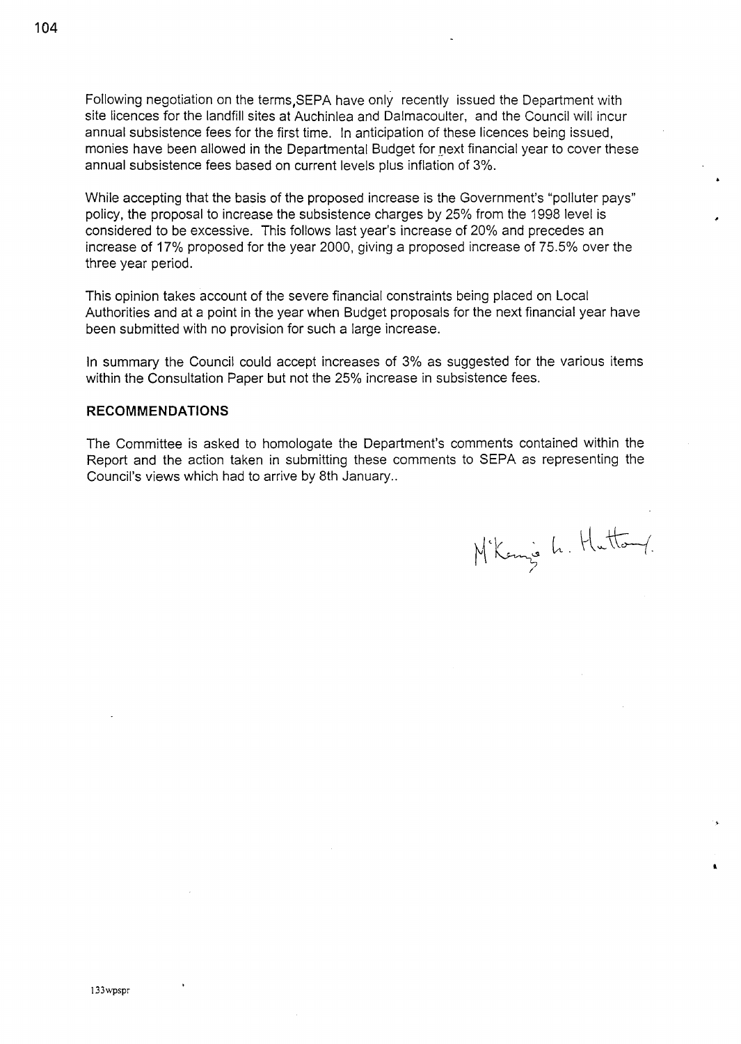Following negotiation on the terms,SEPA have only recently issued the Department with site licences for the landfill sites at Auchinlea and Dalmacoulter, and the Council will incur annual subsistence fees for the first time. In anticipation of these licences being issued, monies have been allowed in the Departmental Budget for next financial year to cover these annual subsistence fees based on current levels plus inflation of 3%.

While accepting that the basis of the proposed increase is the Government's "polluter pays" policy, the proposal to increase the subsistence charges by 25% from the 1998 level is considered to be excessive. This follows last year's increase of 20% and precedes an increase of 17% proposed for the year 2000, giving a proposed increase of 75.5% over the three year period.

This opinion takes account of the severe financial constraints being placed on Local Authorities and at a point in the year when Budget proposals for the next financial year have been submitted with no provision for such a large increase.

In summary the Council could accept increases of 3% as suggested for the various items within the Consultation Paper but not the 25% increase in subsistence fees.

## RECOMMENDATIONS

The Committee is asked to homologate the Department's comments contained within the Report and the action taken in submitting these comments to SEPA as representing the Council's views which had to arrive by 8th January..

McKenzie L. Hutton.

133wpspr